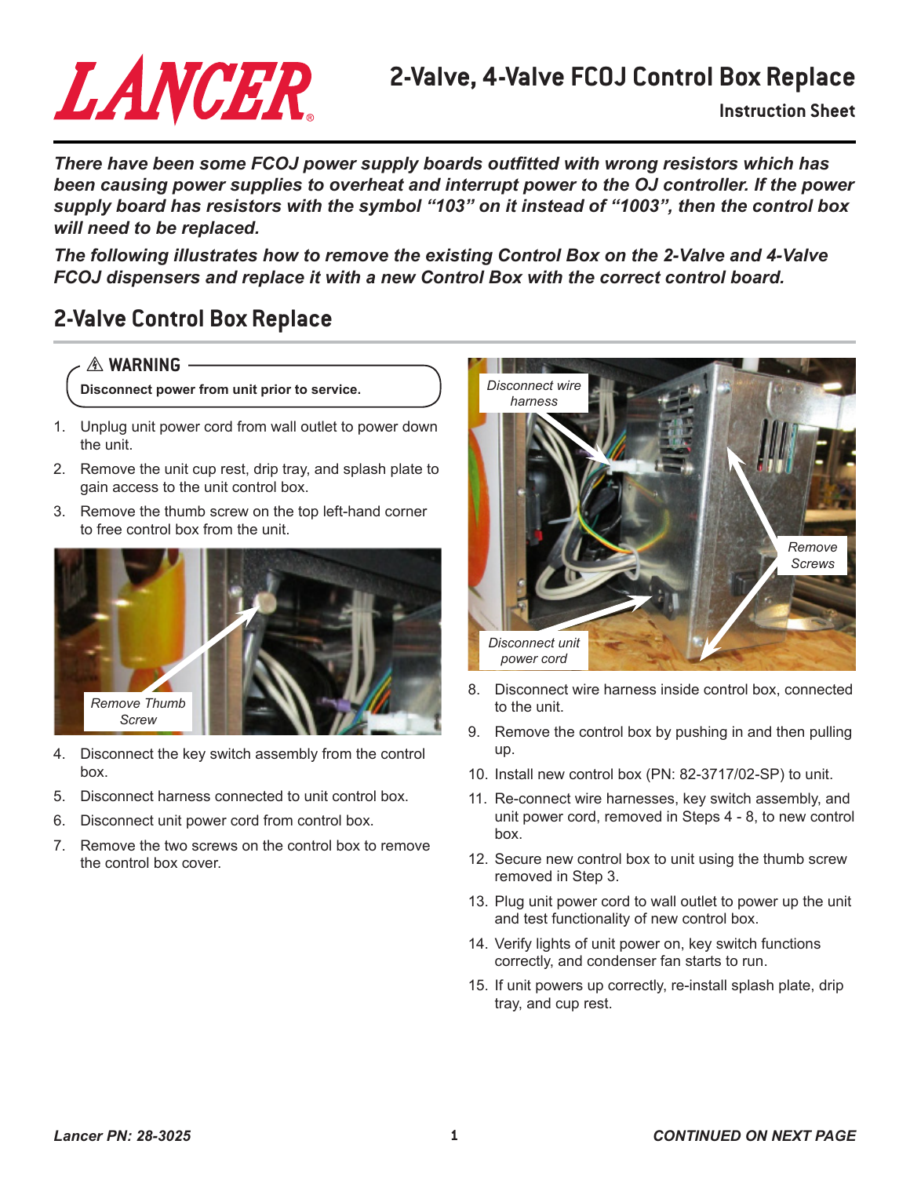# 2-Valve, 4-Valve FCOJ Control Box Replace

**Instruction Sheet**

***There have been some FCOJ power supply boards outfitted with wrong resistors which has been causing power supplies to overheat and interrupt power to the OJ controller. If the power supply board has resistors with the symbol "103" on it instead of "1003", then the control box will need to be replaced.***

***The following illustrates how to remove the existing Control Box on the 2-Valve and 4-Valve FCOJ dispensers and replace it with a new Control Box with the correct control board.***

## 2-Valve Control Box Replace

> ⚠ **WARNING**
>
> **Disconnect power from unit prior to service.**

1. Unplug unit power cord from wall outlet to power down the unit.
2. Remove the unit cup rest, drip tray, and splash plate to gain access to the unit control box.
3. Remove the thumb screw on the top left-hand corner to free control box from the unit.

*Remove Thumb Screw*

4. Disconnect the key switch assembly from the control box.
5. Disconnect harness connected to unit control box.
6. Disconnect unit power cord from control box.
7. Remove the two screws on the control box to remove the control box cover.

*Disconnect wire harness*

*Remove Screws*

*Disconnect unit power cord*

8. Disconnect wire harness inside control box, connected to the unit.
9. Remove the control box by pushing in and then pulling up.
10. Install new control box (PN: 82-3717/02-SP) to unit.
11. Re-connect wire harnesses, key switch assembly, and unit power cord, removed in Steps 4 - 8, to new control box.
12. Secure new control box to unit using the thumb screw removed in Step 3.
13. Plug unit power cord to wall outlet to power up the unit and test functionality of new control box.
14. Verify lights of unit power on, key switch functions correctly, and condenser fan starts to run.
15. If unit powers up correctly, re-install splash plate, drip tray, and cup rest.

*Lancer PN: 28-3025*

***CONTINUED ON NEXT PAGE***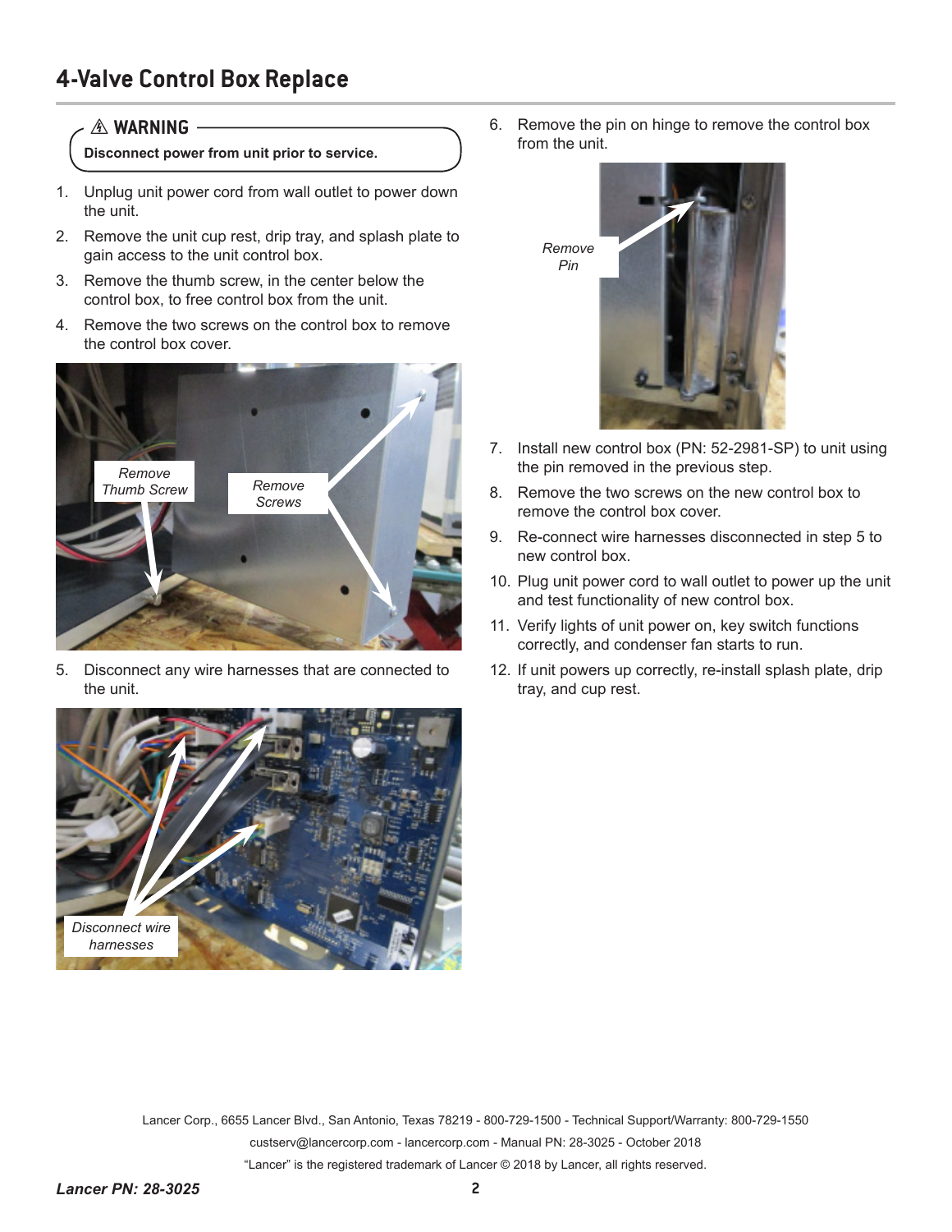# 4-Valve Control Box Replace

> ⚠ **WARNING**
>
> **Disconnect power from unit prior to service.**

1. Unplug unit power cord from wall outlet to power down the unit.
2. Remove the unit cup rest, drip tray, and splash plate to gain access to the unit control box.
3. Remove the thumb screw, in the center below the control box, to free control box from the unit.
4. Remove the two screws on the control box to remove the control box cover.

*Remove Thumb Screw*

*Remove Screws*

5. Disconnect any wire harnesses that are connected to the unit.

*Disconnect wire harnesses*

6. Remove the pin on hinge to remove the control box from the unit.

*Remove Pin*

7. Install new control box (PN: 52-2981-SP) to unit using the pin removed in the previous step.
8. Remove the two screws on the new control box to remove the control box cover.
9. Re-connect wire harnesses disconnected in step 5 to new control box.
10. Plug unit power cord to wall outlet to power up the unit and test functionality of new control box.
11. Verify lights of unit power on, key switch functions correctly, and condenser fan starts to run.
12. If unit powers up correctly, re-install splash plate, drip tray, and cup rest.

Lancer Corp., 6655 Lancer Blvd., San Antonio, Texas 78219 - 800-729-1500 - Technical Support/Warranty: 800-729-1550

custserv@lancercorp.com - lancercorp.com - Manual PN: 28-3025 - October 2018

"Lancer" is the registered trademark of Lancer © 2018 by Lancer, all rights reserved.